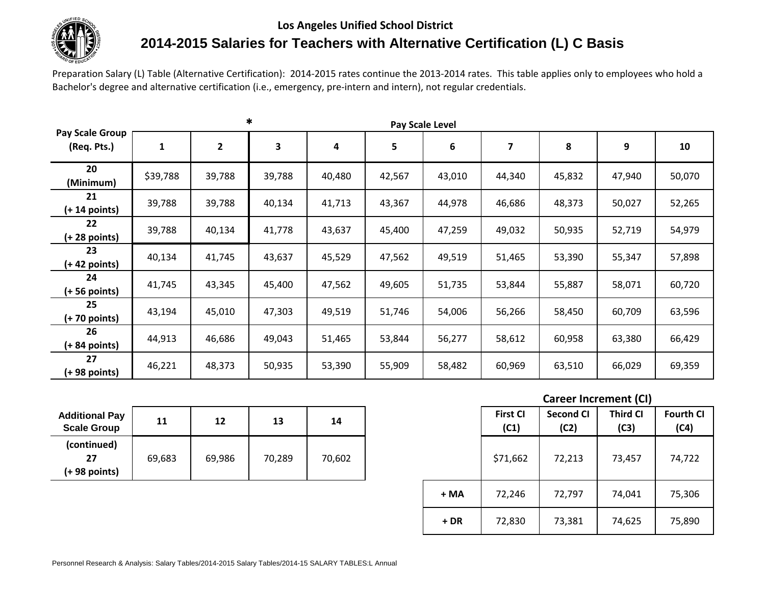**Los Angeles Unified School District**

# 2014-2015 Salaries for Teachers with Alternative Certification (L) C Basis

Preparation Salary (L) Table (Alternative Certification): 2014-2015 rates continue the 2013-2014 rates. This table applies only to employees who hold a Bachelor's degree and alternative certification (i.e., emergency, pre-intern and intern), not regular credentials.

| Pay Scale Group (Req. Pts.) | Pay Scale Level 1 | 2 | 3 * | 4 | 5 | 6 | 7 | 8 | 9 | 10 |
|---|---|---|---|---|---|---|---|---|---|---|
| 20 (Minimum) | $39,788 | 39,788 | 39,788 | 40,480 | 42,567 | 43,010 | 44,340 | 45,832 | 47,940 | 50,070 |
| 21 (+ 14 points) | 39,788 | 39,788 | 40,134 | 41,713 | 43,367 | 44,978 | 46,686 | 48,373 | 50,027 | 52,265 |
| 22 (+ 28 points) | 39,788 | 40,134 | 41,778 | 43,637 | 45,400 | 47,259 | 49,032 | 50,935 | 52,719 | 54,979 |
| 23 (+ 42 points) | 40,134 | 41,745 | 43,637 | 45,529 | 47,562 | 49,519 | 51,465 | 53,390 | 55,347 | 57,898 |
| 24 (+ 56 points) | 41,745 | 43,345 | 45,400 | 47,562 | 49,605 | 51,735 | 53,844 | 55,887 | 58,071 | 60,720 |
| 25 (+ 70 points) | 43,194 | 45,010 | 47,303 | 49,519 | 51,746 | 54,006 | 56,266 | 58,450 | 60,709 | 63,596 |
| 26 (+ 84 points) | 44,913 | 46,686 | 49,043 | 51,465 | 53,844 | 56,277 | 58,612 | 60,958 | 63,380 | 66,429 |
| 27 (+ 98 points) | 46,221 | 48,373 | 50,935 | 53,390 | 55,909 | 58,482 | 60,969 | 63,510 | 66,029 | 69,359 |

| Additional Pay Scale Group | 11 | 12 | 13 | 14 |
|---|---|---|---|---|
| (continued) 27 (+ 98 points) | 69,683 | 69,986 | 70,289 | 70,602 |

**Career Increment (CI)**

| | First CI (C1) | Second CI (C2) | Third CI (C3) | Fourth CI (C4) |
|---|---|---|---|---|
| | $71,662 | 72,213 | 73,457 | 74,722 |
| + MA | 72,246 | 72,797 | 74,041 | 75,306 |
| + DR | 72,830 | 73,381 | 74,625 | 75,890 |

Personnel Research & Analysis: Salary Tables/2014-2015 Salary Tables/2014-15 SALARY TABLES:L Annual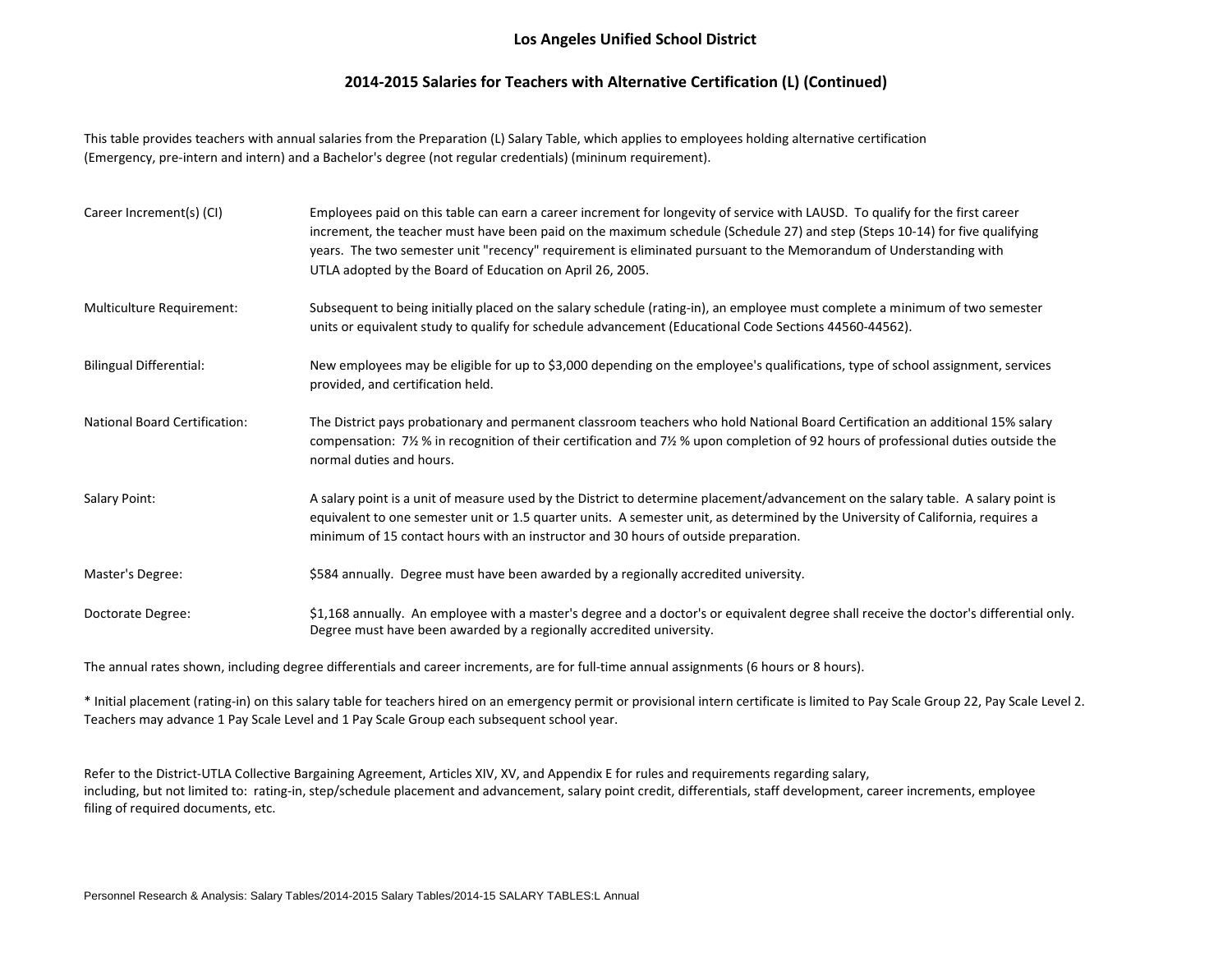# Los Angeles Unified School District

## 2014-2015 Salaries for Teachers with Alternative Certification (L) (Continued)

This table provides teachers with annual salaries from the Preparation (L) Salary Table, which applies to employees holding alternative certification (Emergency, pre-intern and intern) and a Bachelor's degree (not regular credentials) (mininum requirement).

| | |
|---|---|
| Career Increment(s) (CI) | Employees paid on this table can earn a career increment for longevity of service with LAUSD. To qualify for the first career increment, the teacher must have been paid on the maximum schedule (Schedule 27) and step (Steps 10-14) for five qualifying years. The two semester unit "recency" requirement is eliminated pursuant to the Memorandum of Understanding with UTLA adopted by the Board of Education on April 26, 2005. |
| Multiculture Requirement: | Subsequent to being initially placed on the salary schedule (rating-in), an employee must complete a minimum of two semester units or equivalent study to qualify for schedule advancement (Educational Code Sections 44560-44562). |
| Bilingual Differential: | New employees may be eligible for up to $3,000 depending on the employee's qualifications, type of school assignment, services provided, and certification held. |
| National Board Certification: | The District pays probationary and permanent classroom teachers who hold National Board Certification an additional 15% salary compensation: 7½ % in recognition of their certification and 7½ % upon completion of 92 hours of professional duties outside the normal duties and hours. |
| Salary Point: | A salary point is a unit of measure used by the District to determine placement/advancement on the salary table. A salary point is equivalent to one semester unit or 1.5 quarter units. A semester unit, as determined by the University of California, requires a minimum of 15 contact hours with an instructor and 30 hours of outside preparation. |
| Master's Degree: | $584 annually. Degree must have been awarded by a regionally accredited university. |
| Doctorate Degree: | $1,168 annually. An employee with a master's degree and a doctor's or equivalent degree shall receive the doctor's differential only. Degree must have been awarded by a regionally accredited university. |

The annual rates shown, including degree differentials and career increments, are for full-time annual assignments (6 hours or 8 hours).

* Initial placement (rating-in) on this salary table for teachers hired on an emergency permit or provisional intern certificate is limited to Pay Scale Group 22, Pay Scale Level 2. Teachers may advance 1 Pay Scale Level and 1 Pay Scale Group each subsequent school year.

Refer to the District-UTLA Collective Bargaining Agreement, Articles XIV, XV, and Appendix E for rules and requirements regarding salary, including, but not limited to: rating-in, step/schedule placement and advancement, salary point credit, differentials, staff development, career increments, employee filing of required documents, etc.

Personnel Research & Analysis: Salary Tables/2014-2015 Salary Tables/2014-15 SALARY TABLES:L Annual